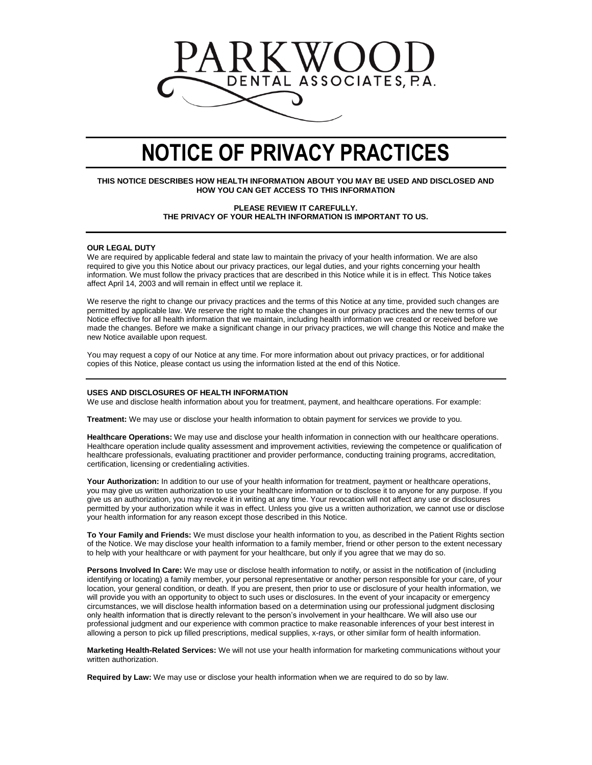PARKWOOD
DENTAL ASSOCIATES, P.A.

# NOTICE OF PRIVACY PRACTICES

**THIS NOTICE DESCRIBES HOW HEALTH INFORMATION ABOUT YOU MAY BE USED AND DISCLOSED AND HOW YOU CAN GET ACCESS TO THIS INFORMATION**

**PLEASE REVIEW IT CAREFULLY.**
**THE PRIVACY OF YOUR HEALTH INFORMATION IS IMPORTANT TO US.**

### OUR LEGAL DUTY

We are required by applicable federal and state law to maintain the privacy of your health information. We are also required to give you this Notice about our privacy practices, our legal duties, and your rights concerning your health information. We must follow the privacy practices that are described in this Notice while it is in effect. This Notice takes affect April 14, 2003 and will remain in effect until we replace it.

We reserve the right to change our privacy practices and the terms of this Notice at any time, provided such changes are permitted by applicable law. We reserve the right to make the changes in our privacy practices and the new terms of our Notice effective for all health information that we maintain, including health information we created or received before we made the changes. Before we make a significant change in our privacy practices, we will change this Notice and make the new Notice available upon request.

You may request a copy of our Notice at any time. For more information about out privacy practices, or for additional copies of this Notice, please contact us using the information listed at the end of this Notice.

### USES AND DISCLOSURES OF HEALTH INFORMATION

We use and disclose health information about you for treatment, payment, and healthcare operations. For example:

**Treatment:** We may use or disclose your health information to obtain payment for services we provide to you.

**Healthcare Operations:** We may use and disclose your health information in connection with our healthcare operations. Healthcare operation include quality assessment and improvement activities, reviewing the competence or qualification of healthcare professionals, evaluating practitioner and provider performance, conducting training programs, accreditation, certification, licensing or credentialing activities.

**Your Authorization:** In addition to our use of your health information for treatment, payment or healthcare operations, you may give us written authorization to use your healthcare information or to disclose it to anyone for any purpose. If you give us an authorization, you may revoke it in writing at any time. Your revocation will not affect any use or disclosures permitted by your authorization while it was in effect. Unless you give us a written authorization, we cannot use or disclose your health information for any reason except those described in this Notice.

**To Your Family and Friends:** We must disclose your health information to you, as described in the Patient Rights section of the Notice. We may disclose your health information to a family member, friend or other person to the extent necessary to help with your healthcare or with payment for your healthcare, but only if you agree that we may do so.

**Persons Involved In Care:** We may use or disclose health information to notify, or assist in the notification of (including identifying or locating) a family member, your personal representative or another person responsible for your care, of your location, your general condition, or death. If you are present, then prior to use or disclosure of your health information, we will provide you with an opportunity to object to such uses or disclosures. In the event of your incapacity or emergency circumstances, we will disclose health information based on a determination using our professional judgment disclosing only health information that is directly relevant to the person's involvement in your healthcare. We will also use our professional judgment and our experience with common practice to make reasonable inferences of your best interest in allowing a person to pick up filled prescriptions, medical supplies, x-rays, or other similar form of health information.

**Marketing Health-Related Services:** We will not use your health information for marketing communications without your written authorization.

**Required by Law:** We may use or disclose your health information when we are required to do so by law.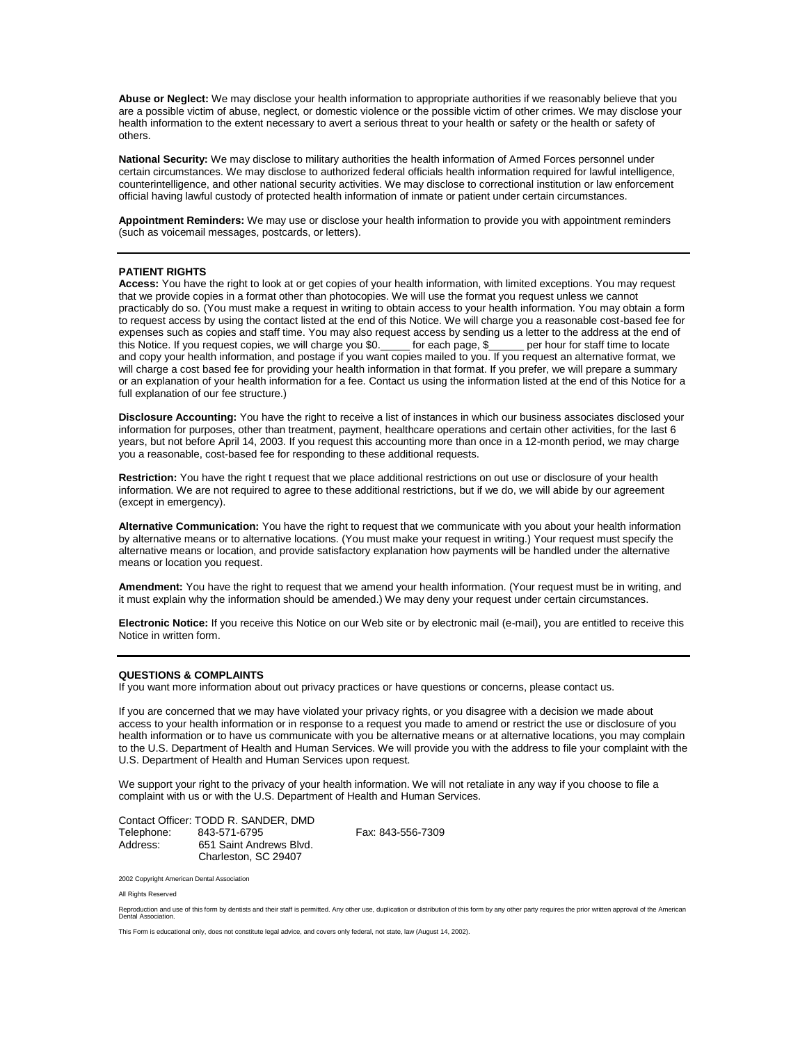**Abuse or Neglect:** We may disclose your health information to appropriate authorities if we reasonably believe that you are a possible victim of abuse, neglect, or domestic violence or the possible victim of other crimes. We may disclose your health information to the extent necessary to avert a serious threat to your health or safety or the health or safety of others.

**National Security:** We may disclose to military authorities the health information of Armed Forces personnel under certain circumstances. We may disclose to authorized federal officials health information required for lawful intelligence, counterintelligence, and other national security activities. We may disclose to correctional institution or law enforcement official having lawful custody of protected health information of inmate or patient under certain circumstances.

**Appointment Reminders:** We may use or disclose your health information to provide you with appointment reminders (such as voicemail messages, postcards, or letters).

---

## PATIENT RIGHTS

**Access:** You have the right to look at or get copies of your health information, with limited exceptions. You may request that we provide copies in a format other than photocopies. We will use the format you request unless we cannot practicably do so. (You must make a request in writing to obtain access to your health information. You may obtain a form to request access by using the contact listed at the end of this Notice. We will charge you a reasonable cost-based fee for expenses such as copies and staff time. You may also request access by sending us a letter to the address at the end of this Notice. If you request copies, we will charge you $0.\_\_\_\_\_ for each page, $\_\_\_\_\_\_ per hour for staff time to locate and copy your health information, and postage if you want copies mailed to you. If you request an alternative format, we will charge a cost based fee for providing your health information in that format. If you prefer, we will prepare a summary or an explanation of your health information for a fee. Contact us using the information listed at the end of this Notice for a full explanation of our fee structure.)

**Disclosure Accounting:** You have the right to receive a list of instances in which our business associates disclosed your information for purposes, other than treatment, payment, healthcare operations and certain other activities, for the last 6 years, but not before April 14, 2003. If you request this accounting more than once in a 12-month period, we may charge you a reasonable, cost-based fee for responding to these additional requests.

**Restriction:** You have the right t request that we place additional restrictions on out use or disclosure of your health information. We are not required to agree to these additional restrictions, but if we do, we will abide by our agreement (except in emergency).

**Alternative Communication:** You have the right to request that we communicate with you about your health information by alternative means or to alternative locations. (You must make your request in writing.) Your request must specify the alternative means or location, and provide satisfactory explanation how payments will be handled under the alternative means or location you request.

**Amendment:** You have the right to request that we amend your health information. (Your request must be in writing, and it must explain why the information should be amended.) We may deny your request under certain circumstances.

**Electronic Notice:** If you receive this Notice on our Web site or by electronic mail (e-mail), you are entitled to receive this Notice in written form.

---

## QUESTIONS & COMPLAINTS

If you want more information about out privacy practices or have questions or concerns, please contact us.

If you are concerned that we may have violated your privacy rights, or you disagree with a decision we made about access to your health information or in response to a request you made to amend or restrict the use or disclosure of you health information or to have us communicate with you be alternative means or at alternative locations, you may complain to the U.S. Department of Health and Human Services. We will provide you with the address to file your complaint with the U.S. Department of Health and Human Services upon request.

We support your right to the privacy of your health information. We will not retaliate in any way if you choose to file a complaint with us or with the U.S. Department of Health and Human Services.

Contact Officer: TODD R. SANDER, DMD
Telephone: 843-571-6795 Fax: 843-556-7309
Address: 651 Saint Andrews Blvd.
Charleston, SC 29407

2002 Copyright American Dental Association

All Rights Reserved

Reproduction and use of this form by dentists and their staff is permitted. Any other use, duplication or distribution of this form by any other party requires the prior written approval of the American Dental Association.

This Form is educational only, does not constitute legal advice, and covers only federal, not state, law (August 14, 2002).